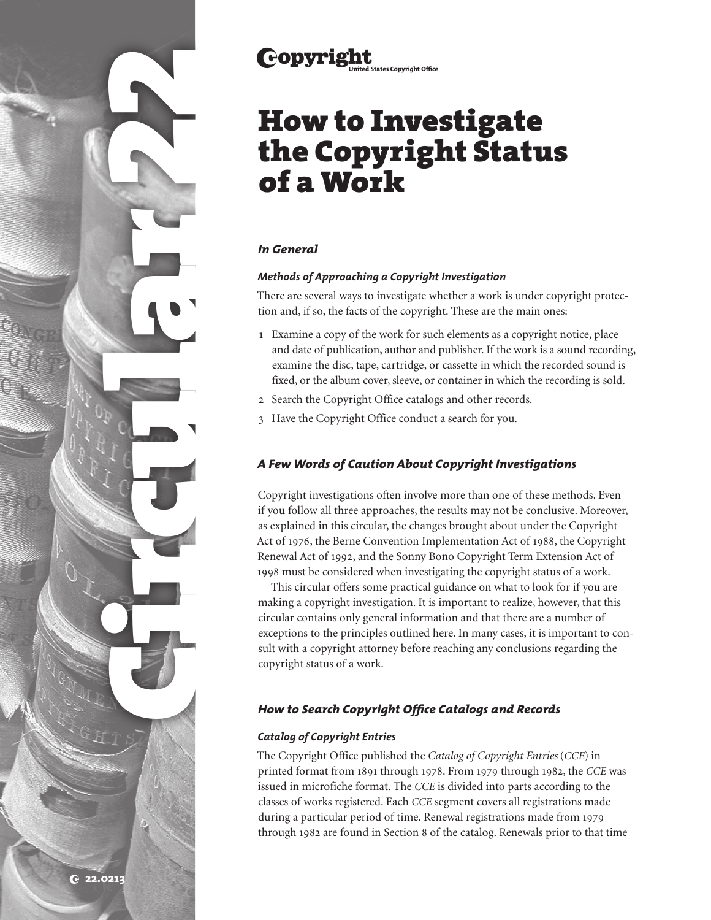# How to Investigate the Copyright Status of a Work

## *In General*

### *Methods of Approaching a Copyright Investigation*

There are several ways to investigate whether a work is under copyright protection and, if so, the facts of the copyright. These are the main ones:

1. Examine a copy of the work for such elements as a copyright notice, place and date of publication, author and publisher. If the work is a sound recording, examine the disc, tape, cartridge, or cassette in which the recorded sound is fixed, or the album cover, sleeve, or container in which the recording is sold.
2. Search the Copyright Office catalogs and other records.
3. Have the Copyright Office conduct a search for you.

## *A Few Words of Caution About Copyright Investigations*

Copyright investigations often involve more than one of these methods. Even if you follow all three approaches, the results may not be conclusive. Moreover, as explained in this circular, the changes brought about under the Copyright Act of 1976, the Berne Convention Implementation Act of 1988, the Copyright Renewal Act of 1992, and the Sonny Bono Copyright Term Extension Act of 1998 must be considered when investigating the copyright status of a work.

This circular offers some practical guidance on what to look for if you are making a copyright investigation. It is important to realize, however, that this circular contains only general information and that there are a number of exceptions to the principles outlined here. In many cases, it is important to consult with a copyright attorney before reaching any conclusions regarding the copyright status of a work.

## *How to Search Copyright Office Catalogs and Records*

### *Catalog of Copyright Entries*

The Copyright Office published the *Catalog of Copyright Entries* (*CCE*) in printed format from 1891 through 1978. From 1979 through 1982, the *CCE* was issued in microfiche format. The *CCE* is divided into parts according to the classes of works registered. Each *CCE* segment covers all registrations made during a particular period of time. Renewal registrations made from 1979 through 1982 are found in Section 8 of the catalog. Renewals prior to that time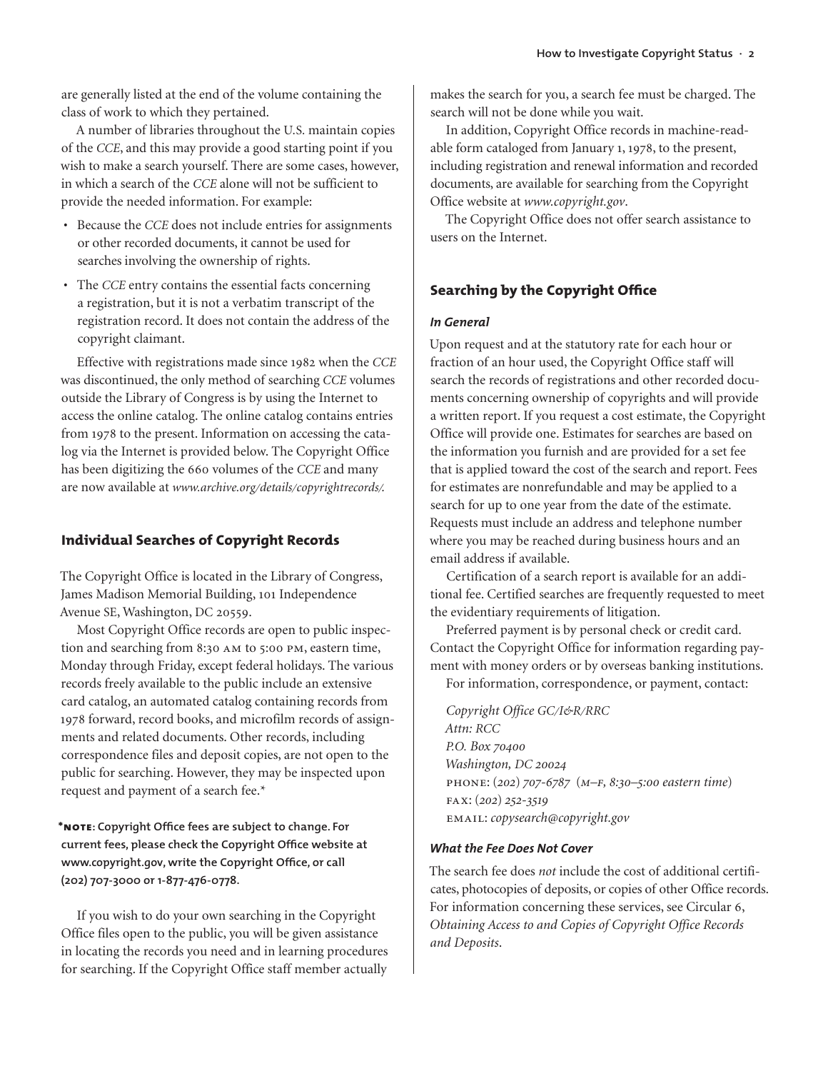are generally listed at the end of the volume containing the class of work to which they pertained.

A number of libraries throughout the U.S. maintain copies of the *CCE*, and this may provide a good starting point if you wish to make a search yourself. There are some cases, however, in which a search of the *CCE* alone will not be sufficient to provide the needed information. For example:

- Because the *CCE* does not include entries for assignments or other recorded documents, it cannot be used for searches involving the ownership of rights.
- The *CCE* entry contains the essential facts concerning a registration, but it is not a verbatim transcript of the registration record. It does not contain the address of the copyright claimant.

Effective with registrations made since 1982 when the *CCE* was discontinued, the only method of searching *CCE* volumes outside the Library of Congress is by using the Internet to access the online catalog. The online catalog contains entries from 1978 to the present. Information on accessing the catalog via the Internet is provided below. The Copyright Office has been digitizing the 660 volumes of the *CCE* and many are now available at *www.archive.org/details/copyrightrecords/.*

## Individual Searches of Copyright Records

The Copyright Office is located in the Library of Congress, James Madison Memorial Building, 101 Independence Avenue SE, Washington, DC 20559.

Most Copyright Office records are open to public inspection and searching from 8:30 AM to 5:00 PM, eastern time, Monday through Friday, except federal holidays. The various records freely available to the public include an extensive card catalog, an automated catalog containing records from 1978 forward, record books, and microfilm records of assignments and related documents. Other records, including correspondence files and deposit copies, are not open to the public for searching. However, they may be inspected upon request and payment of a search fee.*

**\*NOTE: Copyright Office fees are subject to change. For current fees, please check the Copyright Office website at www.copyright.gov, write the Copyright Office, or call (202) 707-3000 or 1-877-476-0778.**

If you wish to do your own searching in the Copyright Office files open to the public, you will be given assistance in locating the records you need and in learning procedures for searching. If the Copyright Office staff member actually makes the search for you, a search fee must be charged. The search will not be done while you wait.

In addition, Copyright Office records in machine-readable form cataloged from January 1, 1978, to the present, including registration and renewal information and recorded documents, are available for searching from the Copyright Office website at *www.copyright.gov*.

The Copyright Office does not offer search assistance to users on the Internet.

## Searching by the Copyright Office

### *In General*

Upon request and at the statutory rate for each hour or fraction of an hour used, the Copyright Office staff will search the records of registrations and other recorded documents concerning ownership of copyrights and will provide a written report. If you request a cost estimate, the Copyright Office will provide one. Estimates for searches are based on the information you furnish and are provided for a set fee that is applied toward the cost of the search and report. Fees for estimates are nonrefundable and may be applied to a search for up to one year from the date of the estimate. Requests must include an address and telephone number where you may be reached during business hours and an email address if available.

Certification of a search report is available for an additional fee. Certified searches are frequently requested to meet the evidentiary requirements of litigation.

Preferred payment is by personal check or credit card. Contact the Copyright Office for information regarding payment with money orders or by overseas banking institutions.

For information, correspondence, or payment, contact:

*Copyright Office GC/I&R/RRC*  
*Attn: RCC*  
*P.O. Box 70400*  
*Washington, DC 20024*  
PHONE: *(202) 707-6787* (*M–F, 8:30–5:00 eastern time*)  
FAX: *(202) 252-3519*  
EMAIL: *copysearch@copyright.gov*

### *What the Fee Does Not Cover*

The search fee does *not* include the cost of additional certificates, photocopies of deposits, or copies of other Office records. For information concerning these services, see Circular 6, *Obtaining Access to and Copies of Copyright Office Records and Deposits*.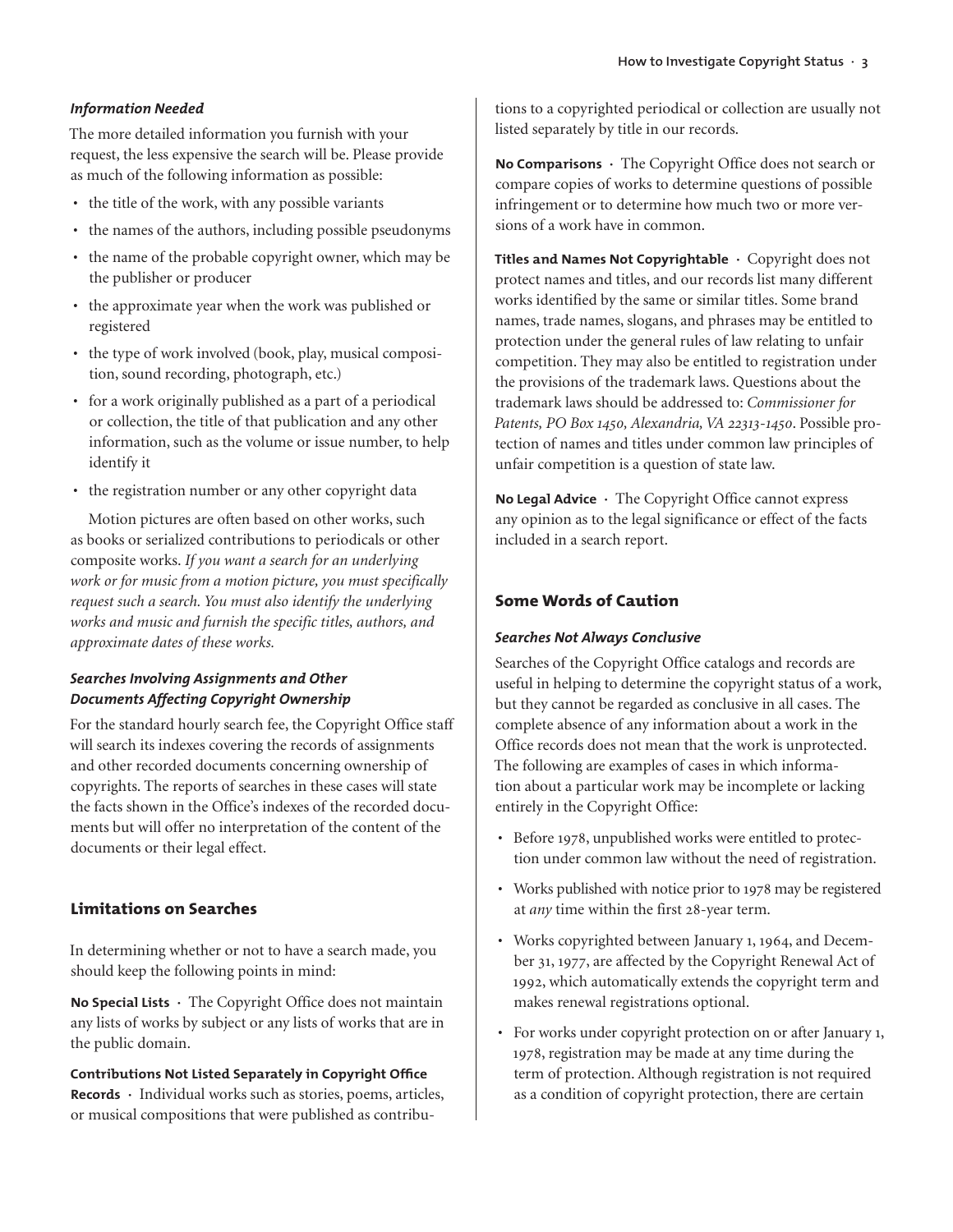### *Information Needed*

The more detailed information you furnish with your request, the less expensive the search will be. Please provide as much of the following information as possible:

- the title of the work, with any possible variants
- the names of the authors, including possible pseudonyms
- the name of the probable copyright owner, which may be the publisher or producer
- the approximate year when the work was published or registered
- the type of work involved (book, play, musical composition, sound recording, photograph, etc.)
- for a work originally published as a part of a periodical or collection, the title of that publication and any other information, such as the volume or issue number, to help identify it
- the registration number or any other copyright data

Motion pictures are often based on other works, such as books or serialized contributions to periodicals or other composite works. *If you want a search for an underlying work or for music from a motion picture, you must specifically request such a search. You must also identify the underlying works and music and furnish the specific titles, authors, and approximate dates of these works.*

### *Searches Involving Assignments and Other Documents Affecting Copyright Ownership*

For the standard hourly search fee, the Copyright Office staff will search its indexes covering the records of assignments and other recorded documents concerning ownership of copyrights. The reports of searches in these cases will state the facts shown in the Office's indexes of the recorded documents but will offer no interpretation of the content of the documents or their legal effect.

## Limitations on Searches

In determining whether or not to have a search made, you should keep the following points in mind:

**No Special Lists** · The Copyright Office does not maintain any lists of works by subject or any lists of works that are in the public domain.

**Contributions Not Listed Separately in Copyright Office Records** · Individual works such as stories, poems, articles, or musical compositions that were published as contributions to a copyrighted periodical or collection are usually not listed separately by title in our records.

**No Comparisons** · The Copyright Office does not search or compare copies of works to determine questions of possible infringement or to determine how much two or more versions of a work have in common.

**Titles and Names Not Copyrightable** · Copyright does not protect names and titles, and our records list many different works identified by the same or similar titles. Some brand names, trade names, slogans, and phrases may be entitled to protection under the general rules of law relating to unfair competition. They may also be entitled to registration under the provisions of the trademark laws. Questions about the trademark laws should be addressed to: *Commissioner for Patents, PO Box 1450, Alexandria, VA 22313-1450*. Possible protection of names and titles under common law principles of unfair competition is a question of state law.

**No Legal Advice** · The Copyright Office cannot express any opinion as to the legal significance or effect of the facts included in a search report.

## Some Words of Caution

### *Searches Not Always Conclusive*

Searches of the Copyright Office catalogs and records are useful in helping to determine the copyright status of a work, but they cannot be regarded as conclusive in all cases. The complete absence of any information about a work in the Office records does not mean that the work is unprotected. The following are examples of cases in which information about a particular work may be incomplete or lacking entirely in the Copyright Office:

- Before 1978, unpublished works were entitled to protection under common law without the need of registration.
- Works published with notice prior to 1978 may be registered at *any* time within the first 28-year term.
- Works copyrighted between January 1, 1964, and December 31, 1977, are affected by the Copyright Renewal Act of 1992, which automatically extends the copyright term and makes renewal registrations optional.
- For works under copyright protection on or after January 1, 1978, registration may be made at any time during the term of protection. Although registration is not required as a condition of copyright protection, there are certain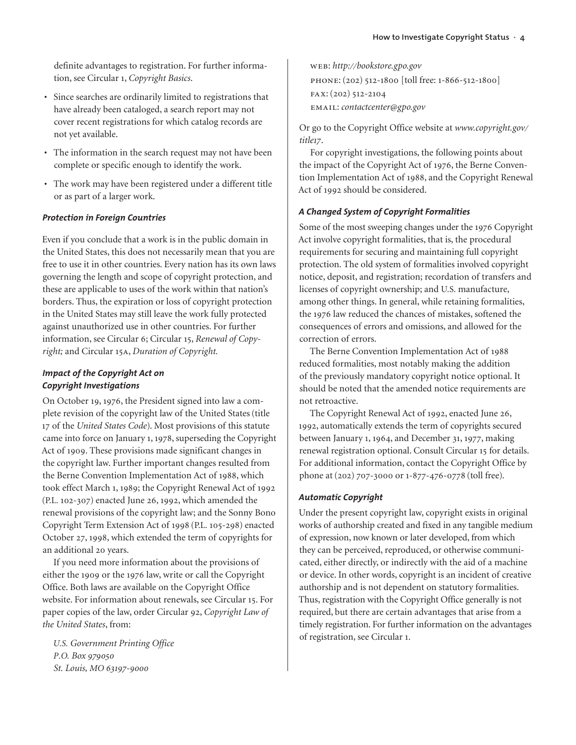definite advantages to registration. For further information, see Circular 1, *Copyright Basics*.

- Since searches are ordinarily limited to registrations that have already been cataloged, a search report may not cover recent registrations for which catalog records are not yet available.
- The information in the search request may not have been complete or specific enough to identify the work.
- The work may have been registered under a different title or as part of a larger work.

### *Protection in Foreign Countries*

Even if you conclude that a work is in the public domain in the United States, this does not necessarily mean that you are free to use it in other countries. Every nation has its own laws governing the length and scope of copyright protection, and these are applicable to uses of the work within that nation's borders. Thus, the expiration or loss of copyright protection in the United States may still leave the work fully protected against unauthorized use in other countries. For further information, see Circular 6; Circular 15, *Renewal of Copyright;* and Circular 15A, *Duration of Copyright.*

### *Impact of the Copyright Act on Copyright Investigations*

On October 19, 1976, the President signed into law a complete revision of the copyright law of the United States (title 17 of the *United States Code*). Most provisions of this statute came into force on January 1, 1978, superseding the Copyright Act of 1909. These provisions made significant changes in the copyright law. Further important changes resulted from the Berne Convention Implementation Act of 1988, which took effect March 1, 1989; the Copyright Renewal Act of 1992 (P.L. 102-307) enacted June 26, 1992, which amended the renewal provisions of the copyright law; and the Sonny Bono Copyright Term Extension Act of 1998 (P.L. 105-298) enacted October 27, 1998, which extended the term of copyrights for an additional 20 years.

If you need more information about the provisions of either the 1909 or the 1976 law, write or call the Copyright Office. Both laws are available on the Copyright Office website. For information about renewals, see Circular 15. For paper copies of the law, order Circular 92, *Copyright Law of the United States*, from:

*U.S. Government Printing Office*
*P.O. Box 979050*
*St. Louis, MO 63197-9000*

WEB: *http://bookstore.gpo.gov*
PHONE: (202) 512-1800 [toll free: 1-866-512-1800]
FAX: (202) 512-2104
EMAIL: *contactcenter@gpo.gov*

Or go to the Copyright Office website at *www.copyright.gov/title17*.

For copyright investigations, the following points about the impact of the Copyright Act of 1976, the Berne Convention Implementation Act of 1988, and the Copyright Renewal Act of 1992 should be considered.

### *A Changed System of Copyright Formalities*

Some of the most sweeping changes under the 1976 Copyright Act involve copyright formalities, that is, the procedural requirements for securing and maintaining full copyright protection. The old system of formalities involved copyright notice, deposit, and registration; recordation of transfers and licenses of copyright ownership; and U.S. manufacture, among other things. In general, while retaining formalities, the 1976 law reduced the chances of mistakes, softened the consequences of errors and omissions, and allowed for the correction of errors.

The Berne Convention Implementation Act of 1988 reduced formalities, most notably making the addition of the previously mandatory copyright notice optional. It should be noted that the amended notice requirements are not retroactive.

The Copyright Renewal Act of 1992, enacted June 26, 1992, automatically extends the term of copyrights secured between January 1, 1964, and December 31, 1977, making renewal registration optional. Consult Circular 15 for details. For additional information, contact the Copyright Office by phone at (202) 707-3000 or 1-877-476-0778 (toll free).

### *Automatic Copyright*

Under the present copyright law, copyright exists in original works of authorship created and fixed in any tangible medium of expression, now known or later developed, from which they can be perceived, reproduced, or otherwise communicated, either directly, or indirectly with the aid of a machine or device. In other words, copyright is an incident of creative authorship and is not dependent on statutory formalities. Thus, registration with the Copyright Office generally is not required, but there are certain advantages that arise from a timely registration. For further information on the advantages of registration, see Circular 1.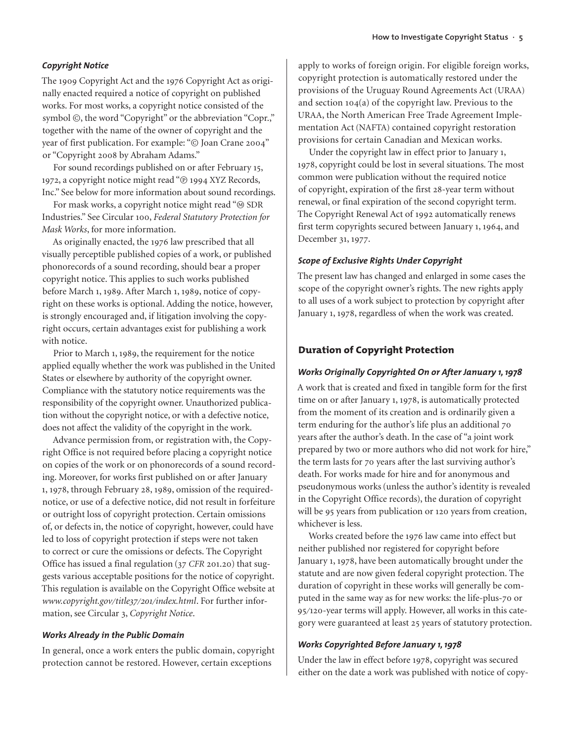### *Copyright Notice*

The 1909 Copyright Act and the 1976 Copyright Act as originally enacted required a notice of copyright on published works. For most works, a copyright notice consisted of the symbol ©, the word "Copyright" or the abbreviation "Copr.," together with the name of the owner of copyright and the year of first publication. For example: "© Joan Crane 2004" or "Copyright 2008 by Abraham Adams."

For sound recordings published on or after February 15, 1972, a copyright notice might read "℗ 1994 XYZ Records, Inc." See below for more information about sound recordings.

For mask works, a copyright notice might read "Ⓜ SDR Industries." See Circular 100, *Federal Statutory Protection for Mask Works*, for more information.

As originally enacted, the 1976 law prescribed that all visually perceptible published copies of a work, or published phonorecords of a sound recording, should bear a proper copyright notice. This applies to such works published before March 1, 1989. After March 1, 1989, notice of copyright on these works is optional. Adding the notice, however, is strongly encouraged and, if litigation involving the copyright occurs, certain advantages exist for publishing a work with notice.

Prior to March 1, 1989, the requirement for the notice applied equally whether the work was published in the United States or elsewhere by authority of the copyright owner. Compliance with the statutory notice requirements was the responsibility of the copyright owner. Unauthorized publication without the copyright notice, or with a defective notice, does not affect the validity of the copyright in the work.

Advance permission from, or registration with, the Copyright Office is not required before placing a copyright notice on copies of the work or on phonorecords of a sound recording. Moreover, for works first published on or after January 1, 1978, through February 28, 1989, omission of the required-notice, or use of a defective notice, did not result in forfeiture or outright loss of copyright protection. Certain omissions of, or defects in, the notice of copyright, however, could have led to loss of copyright protection if steps were not taken to correct or cure the omissions or defects. The Copyright Office has issued a final regulation (37 *CFR* 201.20) that suggests various acceptable positions for the notice of copyright. This regulation is available on the Copyright Office website at *www.copyright.gov/title37/201/index.html*. For further information, see Circular 3, *Copyright Notice*.

### *Works Already in the Public Domain*

In general, once a work enters the public domain, copyright protection cannot be restored. However, certain exceptions apply to works of foreign origin. For eligible foreign works, copyright protection is automatically restored under the provisions of the Uruguay Round Agreements Act (URAA) and section 104(a) of the copyright law. Previous to the URAA, the North American Free Trade Agreement Implementation Act (NAFTA) contained copyright restoration provisions for certain Canadian and Mexican works.

Under the copyright law in effect prior to January 1, 1978, copyright could be lost in several situations. The most common were publication without the required notice of copyright, expiration of the first 28-year term without renewal, or final expiration of the second copyright term. The Copyright Renewal Act of 1992 automatically renews first term copyrights secured between January 1, 1964, and December 31, 1977.

### *Scope of Exclusive Rights Under Copyright*

The present law has changed and enlarged in some cases the scope of the copyright owner's rights. The new rights apply to all uses of a work subject to protection by copyright after January 1, 1978, regardless of when the work was created.

## Duration of Copyright Protection

### *Works Originally Copyrighted On or After January 1, 1978*

A work that is created and fixed in tangible form for the first time on or after January 1, 1978, is automatically protected from the moment of its creation and is ordinarily given a term enduring for the author's life plus an additional 70 years after the author's death. In the case of "a joint work prepared by two or more authors who did not work for hire," the term lasts for 70 years after the last surviving author's death. For works made for hire and for anonymous and pseudonymous works (unless the author's identity is revealed in the Copyright Office records), the duration of copyright will be 95 years from publication or 120 years from creation, whichever is less.

Works created before the 1976 law came into effect but neither published nor registered for copyright before January 1, 1978, have been automatically brought under the statute and are now given federal copyright protection. The duration of copyright in these works will generally be computed in the same way as for new works: the life-plus-70 or 95/120-year terms will apply. However, all works in this category were guaranteed at least 25 years of statutory protection.

### *Works Copyrighted Before January 1, 1978*

Under the law in effect before 1978, copyright was secured either on the date a work was published with notice of copy-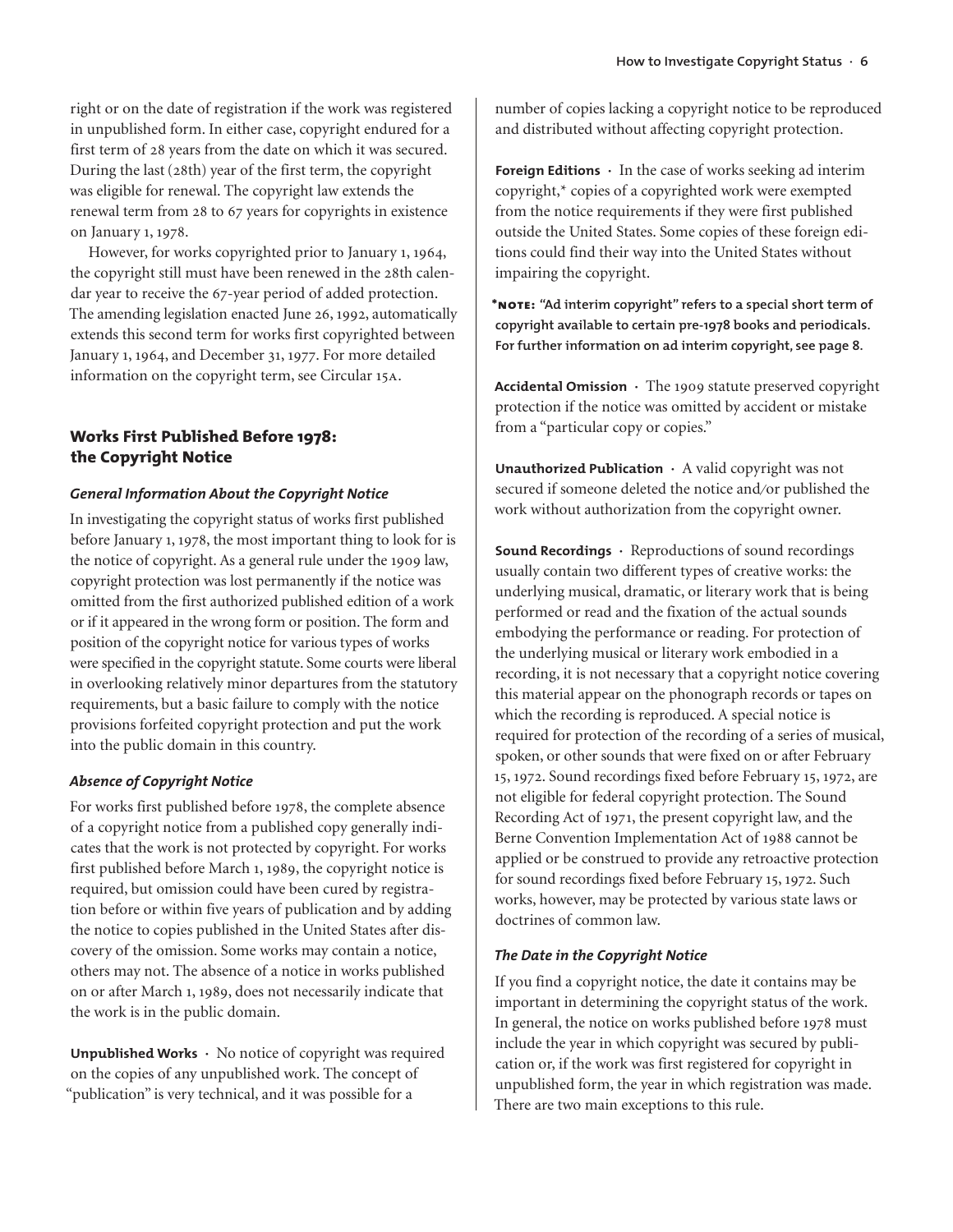right or on the date of registration if the work was registered in unpublished form. In either case, copyright endured for a first term of 28 years from the date on which it was secured. During the last (28th) year of the first term, the copyright was eligible for renewal. The copyright law extends the renewal term from 28 to 67 years for copyrights in existence on January 1, 1978.

However, for works copyrighted prior to January 1, 1964, the copyright still must have been renewed in the 28th calendar year to receive the 67-year period of added protection. The amending legislation enacted June 26, 1992, automatically extends this second term for works first copyrighted between January 1, 1964, and December 31, 1977. For more detailed information on the copyright term, see Circular 15A.

## Works First Published Before 1978: the Copyright Notice

### *General Information About the Copyright Notice*

In investigating the copyright status of works first published before January 1, 1978, the most important thing to look for is the notice of copyright. As a general rule under the 1909 law, copyright protection was lost permanently if the notice was omitted from the first authorized published edition of a work or if it appeared in the wrong form or position. The form and position of the copyright notice for various types of works were specified in the copyright statute. Some courts were liberal in overlooking relatively minor departures from the statutory requirements, but a basic failure to comply with the notice provisions forfeited copyright protection and put the work into the public domain in this country.

### *Absence of Copyright Notice*

For works first published before 1978, the complete absence of a copyright notice from a published copy generally indicates that the work is not protected by copyright. For works first published before March 1, 1989, the copyright notice is required, but omission could have been cured by registration before or within five years of publication and by adding the notice to copies published in the United States after discovery of the omission. Some works may contain a notice, others may not. The absence of a notice in works published on or after March 1, 1989, does not necessarily indicate that the work is in the public domain.

**Unpublished Works** · No notice of copyright was required on the copies of any unpublished work. The concept of "publication" is very technical, and it was possible for a number of copies lacking a copyright notice to be reproduced and distributed without affecting copyright protection.

**Foreign Editions** · In the case of works seeking ad interim copyright,* copies of a copyrighted work were exempted from the notice requirements if they were first published outside the United States. Some copies of these foreign editions could find their way into the United States without impairing the copyright.

***NOTE:** "Ad interim copyright" refers to a special short term of copyright available to certain pre-1978 books and periodicals. For further information on ad interim copyright, see page 8.

**Accidental Omission** · The 1909 statute preserved copyright protection if the notice was omitted by accident or mistake from a "particular copy or copies."

**Unauthorized Publication** · A valid copyright was not secured if someone deleted the notice and/or published the work without authorization from the copyright owner.

**Sound Recordings** · Reproductions of sound recordings usually contain two different types of creative works: the underlying musical, dramatic, or literary work that is being performed or read and the fixation of the actual sounds embodying the performance or reading. For protection of the underlying musical or literary work embodied in a recording, it is not necessary that a copyright notice covering this material appear on the phonograph records or tapes on which the recording is reproduced. A special notice is required for protection of the recording of a series of musical, spoken, or other sounds that were fixed on or after February 15, 1972. Sound recordings fixed before February 15, 1972, are not eligible for federal copyright protection. The Sound Recording Act of 1971, the present copyright law, and the Berne Convention Implementation Act of 1988 cannot be applied or be construed to provide any retroactive protection for sound recordings fixed before February 15, 1972. Such works, however, may be protected by various state laws or doctrines of common law.

### *The Date in the Copyright Notice*

If you find a copyright notice, the date it contains may be important in determining the copyright status of the work. In general, the notice on works published before 1978 must include the year in which copyright was secured by publication or, if the work was first registered for copyright in unpublished form, the year in which registration was made. There are two main exceptions to this rule.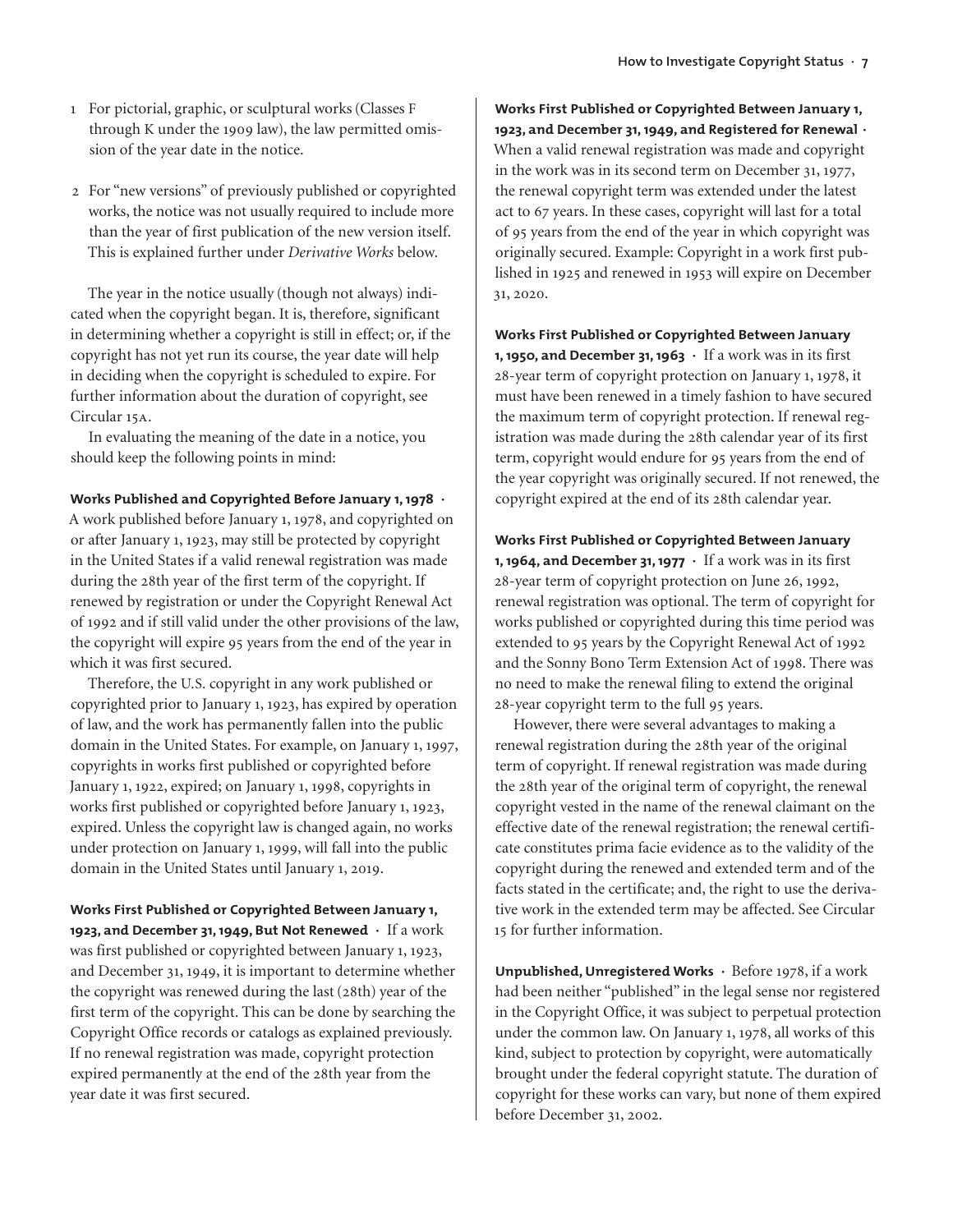1. For pictorial, graphic, or sculptural works (Classes F through K under the 1909 law), the law permitted omission of the year date in the notice.

2. For "new versions" of previously published or copyrighted works, the notice was not usually required to include more than the year of first publication of the new version itself. This is explained further under *Derivative Works* below.

The year in the notice usually (though not always) indicated when the copyright began. It is, therefore, significant in determining whether a copyright is still in effect; or, if the copyright has not yet run its course, the year date will help in deciding when the copyright is scheduled to expire. For further information about the duration of copyright, see Circular 15A.

In evaluating the meaning of the date in a notice, you should keep the following points in mind:

**Works Published and Copyrighted Before January 1, 1978 ·** A work published before January 1, 1978, and copyrighted on or after January 1, 1923, may still be protected by copyright in the United States if a valid renewal registration was made during the 28th year of the first term of the copyright. If renewed by registration or under the Copyright Renewal Act of 1992 and if still valid under the other provisions of the law, the copyright will expire 95 years from the end of the year in which it was first secured.

Therefore, the U.S. copyright in any work published or copyrighted prior to January 1, 1923, has expired by operation of law, and the work has permanently fallen into the public domain in the United States. For example, on January 1, 1997, copyrights in works first published or copyrighted before January 1, 1922, expired; on January 1, 1998, copyrights in works first published or copyrighted before January 1, 1923, expired. Unless the copyright law is changed again, no works under protection on January 1, 1999, will fall into the public domain in the United States until January 1, 2019.

**Works First Published or Copyrighted Between January 1, 1923, and December 31, 1949, But Not Renewed ·** If a work was first published or copyrighted between January 1, 1923, and December 31, 1949, it is important to determine whether the copyright was renewed during the last (28th) year of the first term of the copyright. This can be done by searching the Copyright Office records or catalogs as explained previously. If no renewal registration was made, copyright protection expired permanently at the end of the 28th year from the year date it was first secured.

**Works First Published or Copyrighted Between January 1, 1923, and December 31, 1949, and Registered for Renewal ·** When a valid renewal registration was made and copyright in the work was in its second term on December 31, 1977, the renewal copyright term was extended under the latest act to 67 years. In these cases, copyright will last for a total of 95 years from the end of the year in which copyright was originally secured. Example: Copyright in a work first published in 1925 and renewed in 1953 will expire on December 31, 2020.

**Works First Published or Copyrighted Between January 1, 1950, and December 31, 1963 ·** If a work was in its first 28-year term of copyright protection on January 1, 1978, it must have been renewed in a timely fashion to have secured the maximum term of copyright protection. If renewal registration was made during the 28th calendar year of its first term, copyright would endure for 95 years from the end of the year copyright was originally secured. If not renewed, the copyright expired at the end of its 28th calendar year.

**Works First Published or Copyrighted Between January 1, 1964, and December 31, 1977 ·** If a work was in its first 28-year term of copyright protection on June 26, 1992, renewal registration was optional. The term of copyright for works published or copyrighted during this time period was extended to 95 years by the Copyright Renewal Act of 1992 and the Sonny Bono Term Extension Act of 1998. There was no need to make the renewal filing to extend the original 28-year copyright term to the full 95 years.

However, there were several advantages to making a renewal registration during the 28th year of the original term of copyright. If renewal registration was made during the 28th year of the original term of copyright, the renewal copyright vested in the name of the renewal claimant on the effective date of the renewal registration; the renewal certificate constitutes prima facie evidence as to the validity of the copyright during the renewed and extended term and of the facts stated in the certificate; and, the right to use the derivative work in the extended term may be affected. See Circular 15 for further information.

**Unpublished, Unregistered Works ·** Before 1978, if a work had been neither "published" in the legal sense nor registered in the Copyright Office, it was subject to perpetual protection under the common law. On January 1, 1978, all works of this kind, subject to protection by copyright, were automatically brought under the federal copyright statute. The duration of copyright for these works can vary, but none of them expired before December 31, 2002.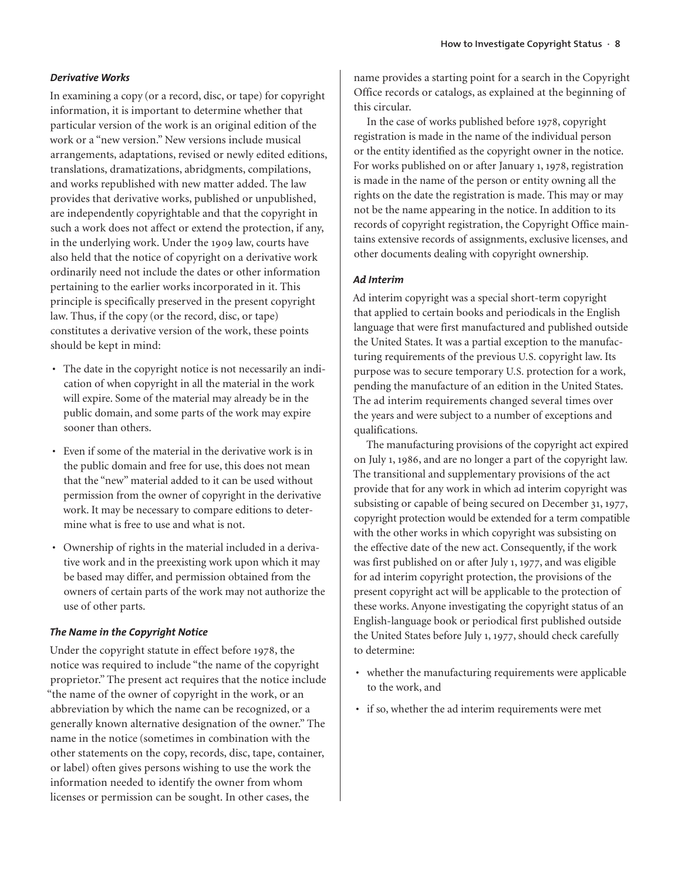### *Derivative Works*

In examining a copy (or a record, disc, or tape) for copyright information, it is important to determine whether that particular version of the work is an original edition of the work or a "new version." New versions include musical arrangements, adaptations, revised or newly edited editions, translations, dramatizations, abridgments, compilations, and works republished with new matter added. The law provides that derivative works, published or unpublished, are independently copyrightable and that the copyright in such a work does not affect or extend the protection, if any, in the underlying work. Under the 1909 law, courts have also held that the notice of copyright on a derivative work ordinarily need not include the dates or other information pertaining to the earlier works incorporated in it. This principle is specifically preserved in the present copyright law. Thus, if the copy (or the record, disc, or tape) constitutes a derivative version of the work, these points should be kept in mind:

- The date in the copyright notice is not necessarily an indication of when copyright in all the material in the work will expire. Some of the material may already be in the public domain, and some parts of the work may expire sooner than others.
- Even if some of the material in the derivative work is in the public domain and free for use, this does not mean that the "new" material added to it can be used without permission from the owner of copyright in the derivative work. It may be necessary to compare editions to determine what is free to use and what is not.
- Ownership of rights in the material included in a derivative work and in the preexisting work upon which it may be based may differ, and permission obtained from the owners of certain parts of the work may not authorize the use of other parts.

### *The Name in the Copyright Notice*

Under the copyright statute in effect before 1978, the notice was required to include "the name of the copyright proprietor." The present act requires that the notice include "the name of the owner of copyright in the work, or an abbreviation by which the name can be recognized, or a generally known alternative designation of the owner." The name in the notice (sometimes in combination with the other statements on the copy, records, disc, tape, container, or label) often gives persons wishing to use the work the information needed to identify the owner from whom licenses or permission can be sought. In other cases, the name provides a starting point for a search in the Copyright Office records or catalogs, as explained at the beginning of this circular.

In the case of works published before 1978, copyright registration is made in the name of the individual person or the entity identified as the copyright owner in the notice. For works published on or after January 1, 1978, registration is made in the name of the person or entity owning all the rights on the date the registration is made. This may or may not be the name appearing in the notice. In addition to its records of copyright registration, the Copyright Office maintains extensive records of assignments, exclusive licenses, and other documents dealing with copyright ownership.

### *Ad Interim*

Ad interim copyright was a special short-term copyright that applied to certain books and periodicals in the English language that were first manufactured and published outside the United States. It was a partial exception to the manufacturing requirements of the previous U.S. copyright law. Its purpose was to secure temporary U.S. protection for a work, pending the manufacture of an edition in the United States. The ad interim requirements changed several times over the years and were subject to a number of exceptions and qualifications.

The manufacturing provisions of the copyright act expired on July 1, 1986, and are no longer a part of the copyright law. The transitional and supplementary provisions of the act provide that for any work in which ad interim copyright was subsisting or capable of being secured on December 31, 1977, copyright protection would be extended for a term compatible with the other works in which copyright was subsisting on the effective date of the new act. Consequently, if the work was first published on or after July 1, 1977, and was eligible for ad interim copyright protection, the provisions of the present copyright act will be applicable to the protection of these works. Anyone investigating the copyright status of an English-language book or periodical first published outside the United States before July 1, 1977, should check carefully to determine:

- whether the manufacturing requirements were applicable to the work, and
- if so, whether the ad interim requirements were met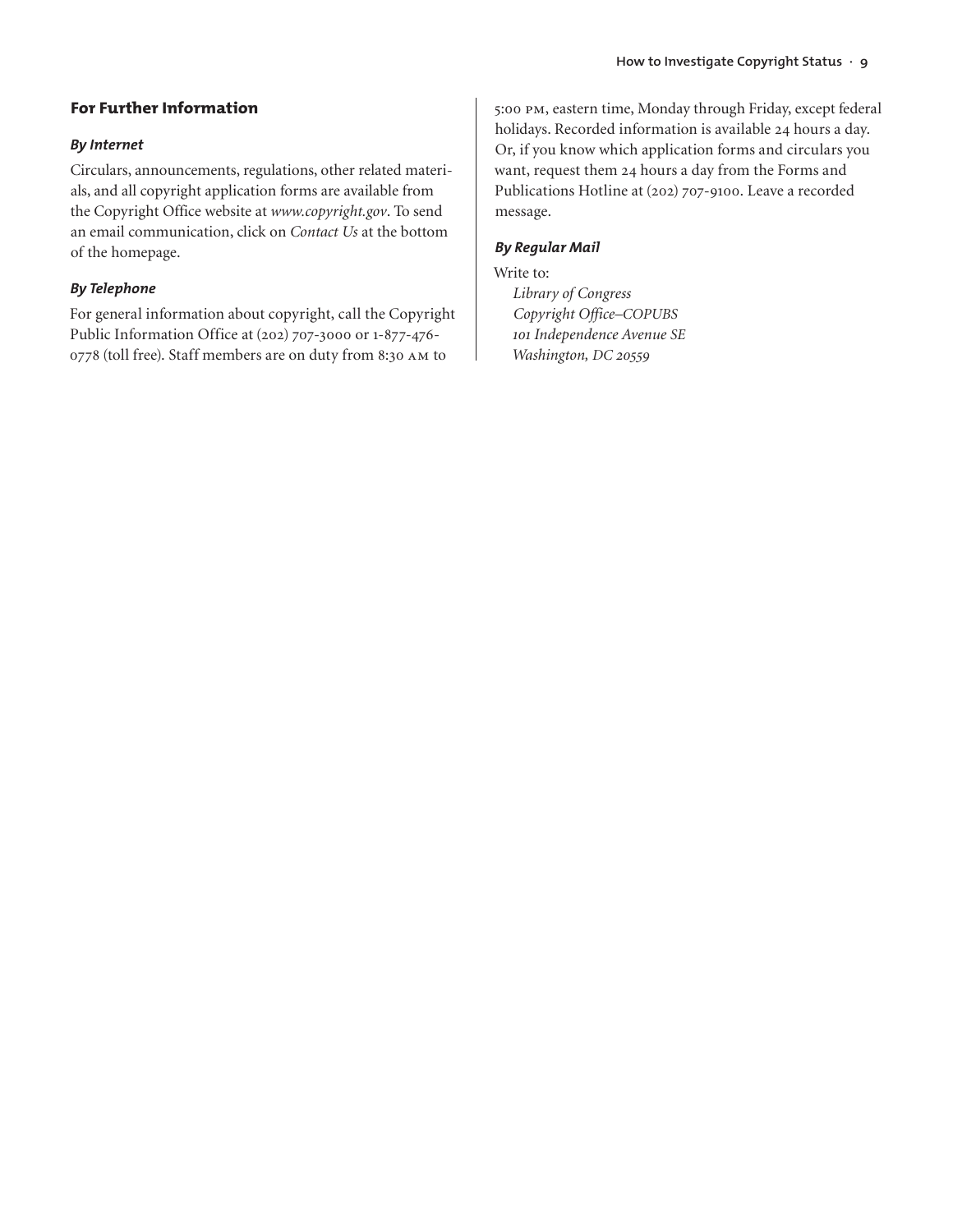## For Further Information

### *By Internet*

Circulars, announcements, regulations, other related materials, and all copyright application forms are available from the Copyright Office website at *www.copyright.gov*. To send an email communication, click on *Contact Us* at the bottom of the homepage.

### *By Telephone*

For general information about copyright, call the Copyright Public Information Office at (202) 707-3000 or 1-877-476-0778 (toll free). Staff members are on duty from 8:30 AM to 5:00 PM, eastern time, Monday through Friday, except federal holidays. Recorded information is available 24 hours a day. Or, if you know which application forms and circulars you want, request them 24 hours a day from the Forms and Publications Hotline at (202) 707-9100. Leave a recorded message.

### *By Regular Mail*

Write to:

*Library of Congress*
*Copyright Office–COPUBS*
*101 Independence Avenue SE*
*Washington, DC 20559*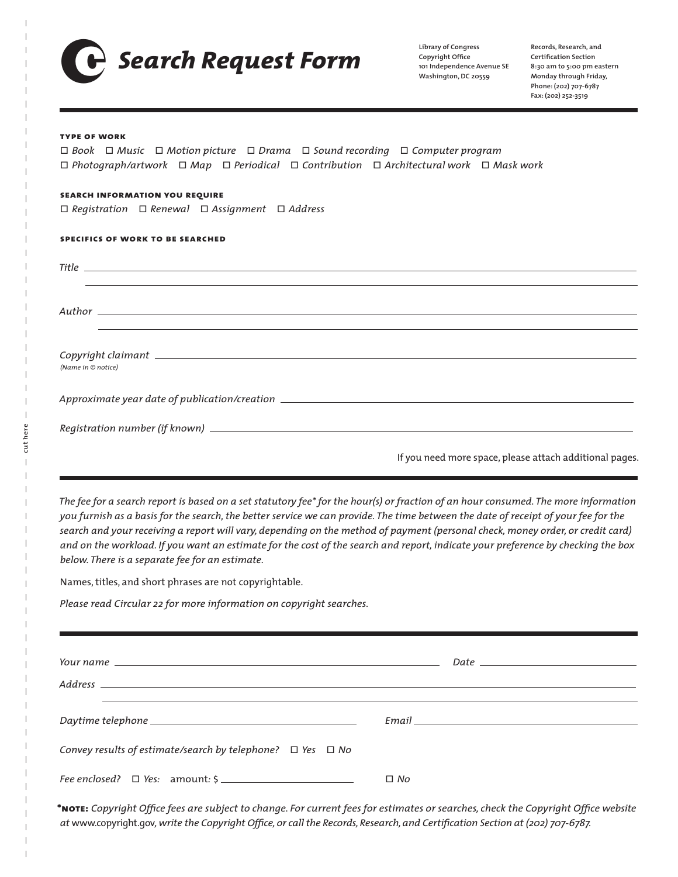# Search Request Form

Library of Congress
Copyright Office
101 Independence Avenue SE
Washington, DC 20559

Records, Research, and
Certification Section
8:30 am to 5:00 pm eastern
Monday through Friday,
Phone: (202) 707-6787
Fax: (202) 252-3519

---

**TYPE OF WORK**

☐ *Book* ☐ *Music* ☐ *Motion picture* ☐ *Drama* ☐ *Sound recording* ☐ *Computer program*
☐ *Photograph/artwork* ☐ *Map* ☐ *Periodical* ☐ *Contribution* ☐ *Architectural work* ☐ *Mask work*

**SEARCH INFORMATION YOU REQUIRE**

☐ *Registration* ☐ *Renewal* ☐ *Assignment* ☐ *Address*

**SPECIFICS OF WORK TO BE SEARCHED**

*Title* ______________________________________________

______________________________________________

*Author* ______________________________________________

______________________________________________

*Copyright claimant* ______________________________________________
*(Name in © notice)*

*Approximate year date of publication/creation* ______________________________________________

*Registration number (if known)* ______________________________________________

If you need more space, please attach additional pages.

---

*The fee for a search report is based on a set statutory fee\* for the hour(s) or fraction of an hour consumed. The more information you furnish as a basis for the search, the better service we can provide. The time between the date of receipt of your fee for the search and your receiving a report will vary, depending on the method of payment (personal check, money order, or credit card) and on the workload. If you want an estimate for the cost of the search and report, indicate your preference by checking the box below. There is a separate fee for an estimate.*

Names, titles, and short phrases are not copyrightable.

*Please read Circular 22 for more information on copyright searches.*

---

*Your name* ______________________________ *Date* ______________________________

*Address* ______________________________________________

______________________________________________

*Daytime telephone* ______________________________ *Email* ______________________________

*Convey results of estimate/search by telephone?* ☐ *Yes* ☐ *No*

*Fee enclosed?* ☐ *Yes:* amount: $ ______________________________ ☐ *No*

**\*NOTE:** *Copyright Office fees are subject to change. For current fees for estimates or searches, check the Copyright Office website at* www.copyright.gov*, write the Copyright Office, or call the Records, Research, and Certification Section at (202) 707-6787.*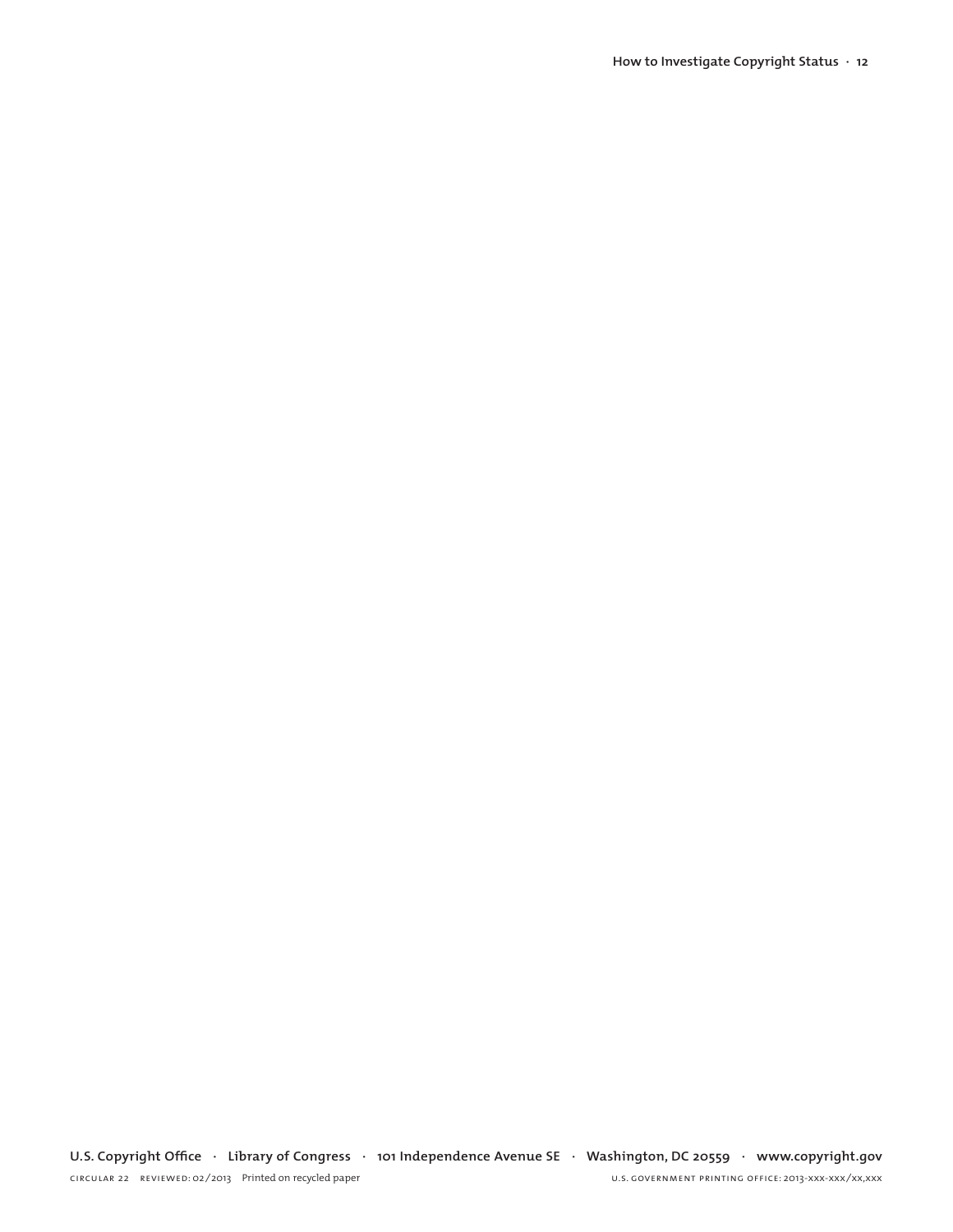U.S. Copyright Office · Library of Congress · 101 Independence Avenue SE · Washington, DC 20559 · www.copyright.gov

CIRCULAR 22 REVIEWED: 02/2013 Printed on recycled paper

U.S. GOVERNMENT PRINTING OFFICE: 2013-XXX-XXX/XX,XXX